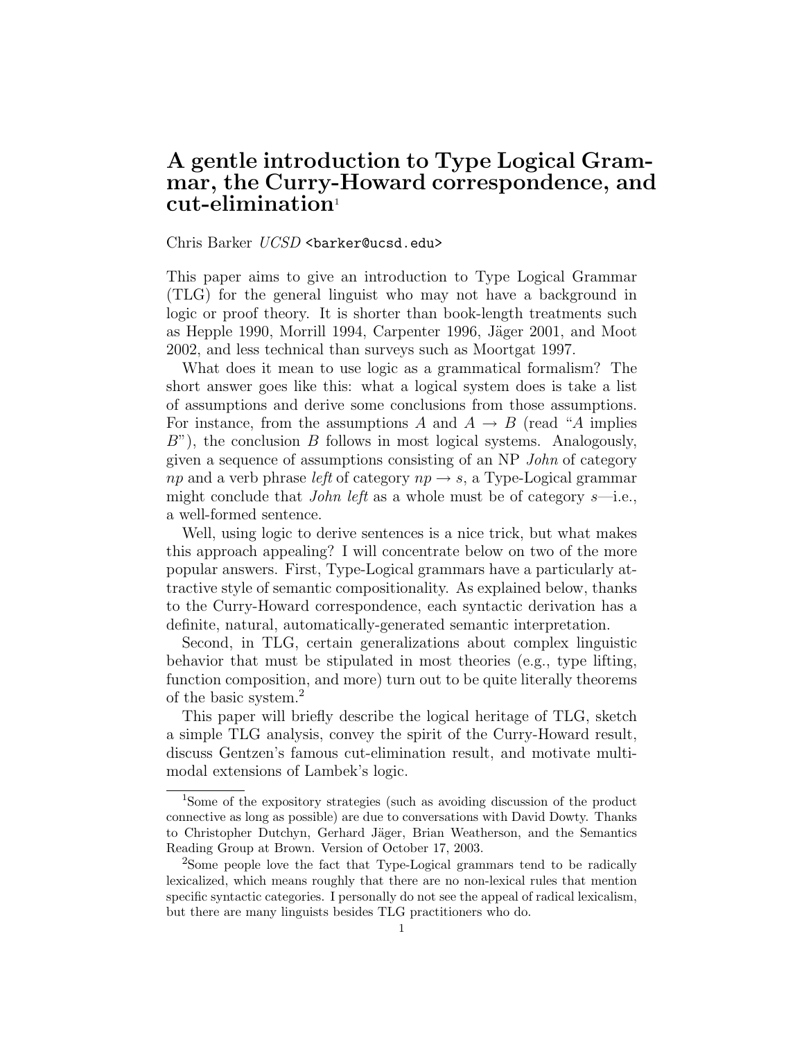# A gentle introduction to Type Logical Grammar, the Curry-Howard correspondence, and cut-elimination[1]

Chris Barker *UCSD* `<barker@ucsd.edu>`

This paper aims to give an introduction to Type Logical Grammar (TLG) for the general linguist who may not have a background in logic or proof theory. It is shorter than book-length treatments such as Hepple 1990, Morrill 1994, Carpenter 1996, Jäger 2001, and Moot 2002, and less technical than surveys such as Moortgat 1997.

What does it mean to use logic as a grammatical formalism? The short answer goes like this: what a logical system does is take a list of assumptions and derive some conclusions from those assumptions. For instance, from the assumptions $A$ and $A \rightarrow B$ (read "$A$ implies $B$"), the conclusion $B$ follows in most logical systems. Analogously, given a sequence of assumptions consisting of an NP *John* of category $np$ and a verb phrase *left* of category $np \rightarrow s$, a Type-Logical grammar might conclude that *John left* as a whole must be of category $s$—i.e., a well-formed sentence.

Well, using logic to derive sentences is a nice trick, but what makes this approach appealing? I will concentrate below on two of the more popular answers. First, Type-Logical grammars have a particularly attractive style of semantic compositionality. As explained below, thanks to the Curry-Howard correspondence, each syntactic derivation has a definite, natural, automatically-generated semantic interpretation.

Second, in TLG, certain generalizations about complex linguistic behavior that must be stipulated in most theories (e.g., type lifting, function composition, and more) turn out to be quite literally theorems of the basic system.[2]

This paper will briefly describe the logical heritage of TLG, sketch a simple TLG analysis, convey the spirit of the Curry-Howard result, discuss Gentzen's famous cut-elimination result, and motivate multimodal extensions of Lambek's logic.

---

[1] Some of the expository strategies (such as avoiding discussion of the product connective as long as possible) are due to conversations with David Dowty. Thanks to Christopher Dutchyn, Gerhard Jäger, Brian Weatherson, and the Semantics Reading Group at Brown. Version of October 17, 2003.

[2] Some people love the fact that Type-Logical grammars tend to be radically lexicalized, which means roughly that there are no non-lexical rules that mention specific syntactic categories. I personally do not see the appeal of radical lexicalism, but there are many linguists besides TLG practitioners who do.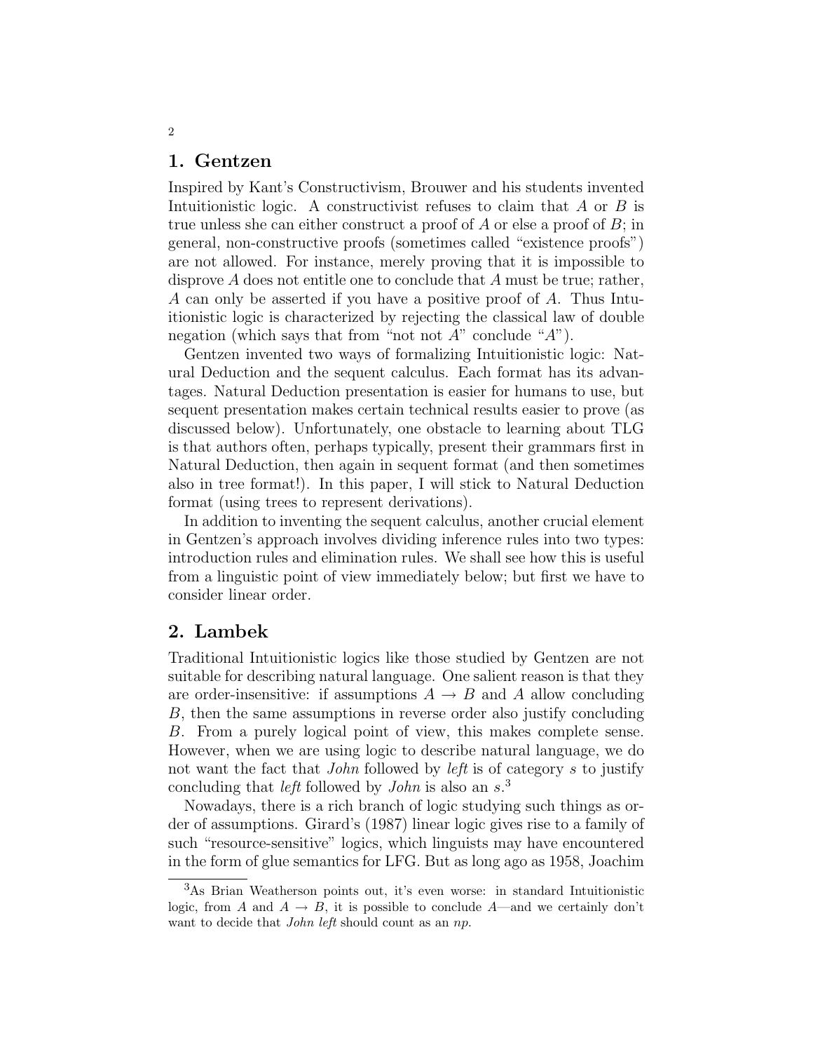## 1. Gentzen

Inspired by Kant's Constructivism, Brouwer and his students invented Intuitionistic logic. A constructivist refuses to claim that $A$ or $B$ is true unless she can either construct a proof of $A$ or else a proof of $B$; in general, non-constructive proofs (sometimes called "existence proofs") are not allowed. For instance, merely proving that it is impossible to disprove $A$ does not entitle one to conclude that $A$ must be true; rather, $A$ can only be asserted if you have a positive proof of $A$. Thus Intuitionistic logic is characterized by rejecting the classical law of double negation (which says that from "not not $A$" conclude "$A$").

Gentzen invented two ways of formalizing Intuitionistic logic: Natural Deduction and the sequent calculus. Each format has its advantages. Natural Deduction presentation is easier for humans to use, but sequent presentation makes certain technical results easier to prove (as discussed below). Unfortunately, one obstacle to learning about TLG is that authors often, perhaps typically, present their grammars first in Natural Deduction, then again in sequent format (and then sometimes also in tree format!). In this paper, I will stick to Natural Deduction format (using trees to represent derivations).

In addition to inventing the sequent calculus, another crucial element in Gentzen's approach involves dividing inference rules into two types: introduction rules and elimination rules. We shall see how this is useful from a linguistic point of view immediately below; but first we have to consider linear order.

## 2. Lambek

Traditional Intuitionistic logics like those studied by Gentzen are not suitable for describing natural language. One salient reason is that they are order-insensitive: if assumptions $A \to B$ and $A$ allow concluding $B$, then the same assumptions in reverse order also justify concluding $B$. From a purely logical point of view, this makes complete sense. However, when we are using logic to describe natural language, we do not want the fact that *John* followed by *left* is of category $s$ to justify concluding that *left* followed by *John* is also an $s$.[3]

Nowadays, there is a rich branch of logic studying such things as order of assumptions. Girard's (1987) linear logic gives rise to a family of such "resource-sensitive" logics, which linguists may have encountered in the form of glue semantics for LFG. But as long ago as 1958, Joachim

---

[3] As Brian Weatherson points out, it's even worse: in standard Intuitionistic logic, from $A$ and $A \to B$, it is possible to conclude $A$—and we certainly don't want to decide that *John left* should count as an *np*.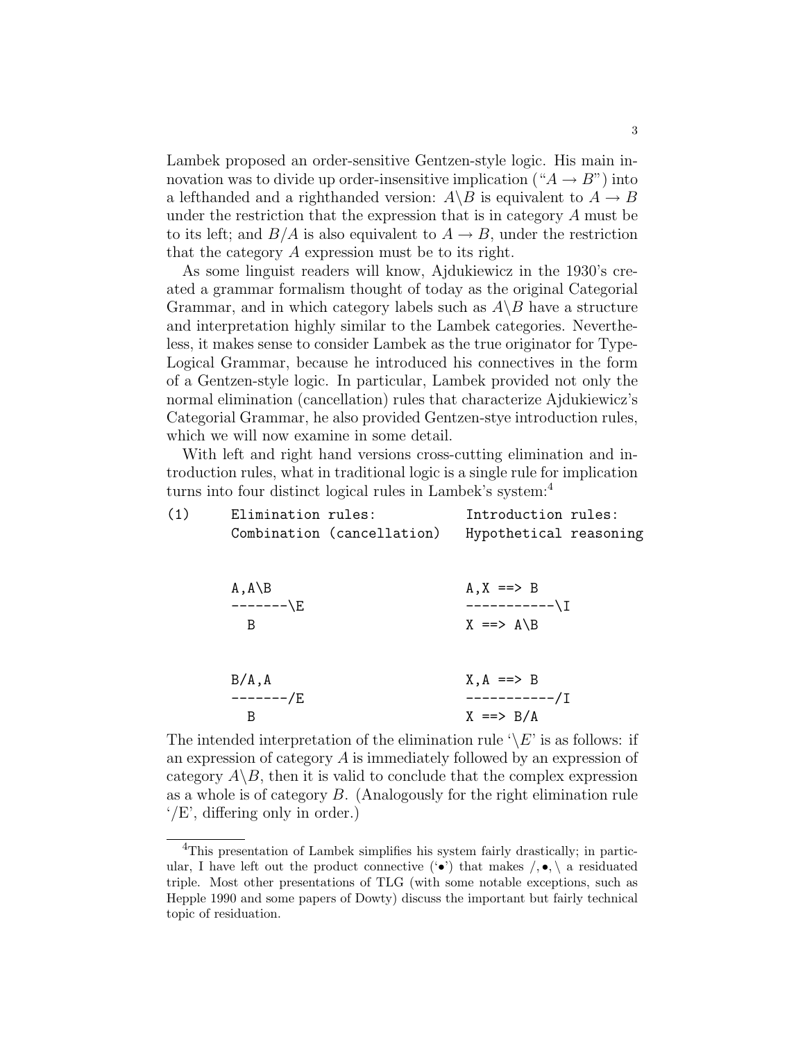Lambek proposed an order-sensitive Gentzen-style logic. His main innovation was to divide up order-insensitive implication ("$A \rightarrow B$") into a lefthanded and a righthanded version: $A\backslash B$ is equivalent to $A \rightarrow B$ under the restriction that the expression that is in category $A$ must be to its left; and $B/A$ is also equivalent to $A \rightarrow B$, under the restriction that the category $A$ expression must be to its right.

As some linguist readers will know, Ajdukiewicz in the 1930's created a grammar formalism thought of today as the original Categorial Grammar, and in which category labels such as $A\backslash B$ have a structure and interpretation highly similar to the Lambek categories. Nevertheless, it makes sense to consider Lambek as the true originator for Type-Logical Grammar, because he introduced his connectives in the form of a Gentzen-style logic. In particular, Lambek provided not only the normal elimination (cancellation) rules that characterize Ajdukiewicz's Categorial Grammar, he also provided Gentzen-stye introduction rules, which we will now examine in some detail.

With left and right hand versions cross-cutting elimination and introduction rules, what in traditional logic is a single rule for implication turns into four distinct logical rules in Lambek's system:[4]

```
(1)     Elimination rules:            Introduction rules:
        Combination (cancellation)    Hypothetical reasoning


        A,A\B                         A,X ==> B
        -------\E                     -----------\I
          B                           X ==> A\B


        B/A,A                         X,A ==> B
        -------/E                     -----------/I
          B                           X ==> B/A
```

The intended interpretation of the elimination rule '$\backslash E$' is as follows: if an expression of category $A$ is immediately followed by an expression of category $A\backslash B$, then it is valid to conclude that the complex expression as a whole is of category $B$. (Analogously for the right elimination rule '/E', differing only in order.)

---

[4] This presentation of Lambek simplifies his system fairly drastically; in particular, I have left out the product connective ('$\bullet$') that makes $/, \bullet, \backslash$ a residuated triple. Most other presentations of TLG (with some notable exceptions, such as Hepple 1990 and some papers of Dowty) discuss the important but fairly technical topic of residuation.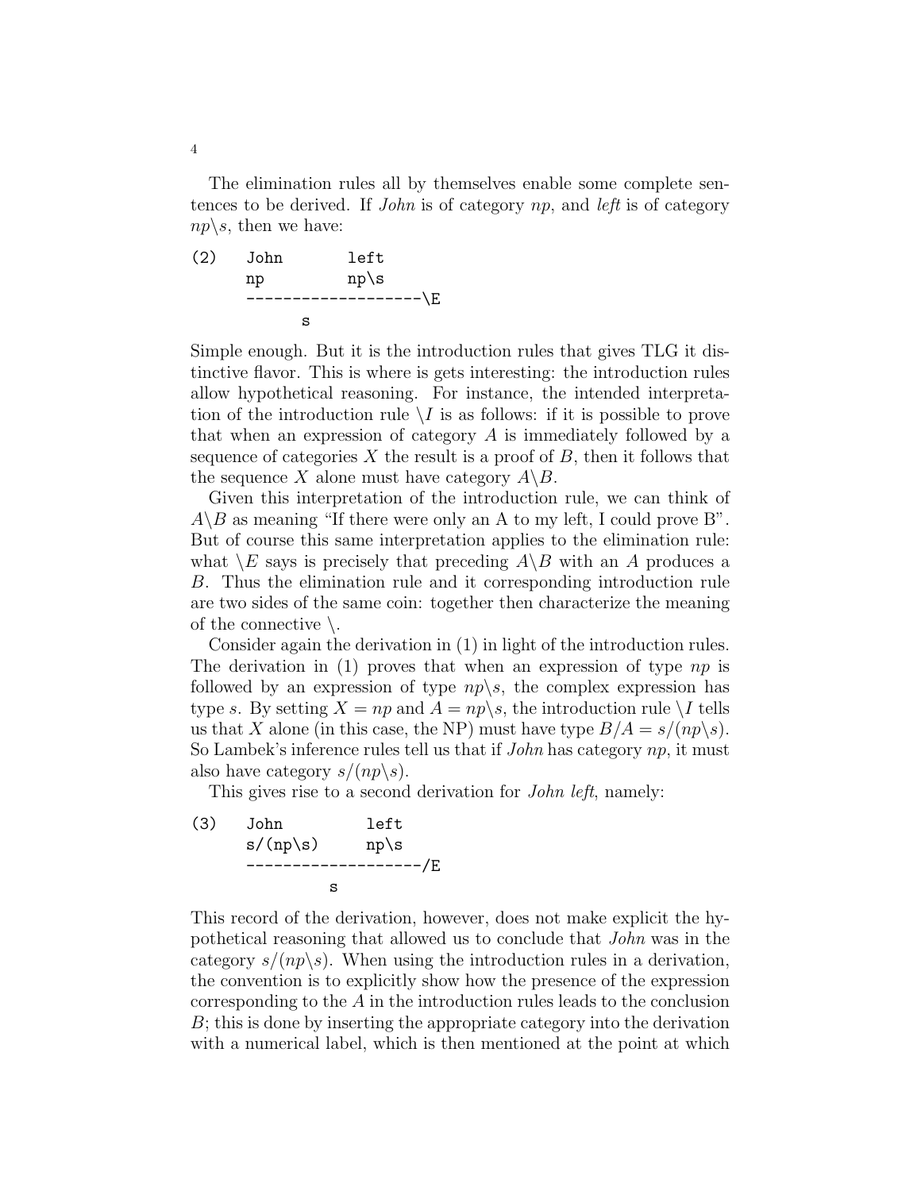The elimination rules all by themselves enable some complete sentences to be derived. If *John* is of category *np*, and *left* is of category $np\backslash s$, then we have:

```
(2)    John        left
       np          np\s
       -------------------\E
              s
```

Simple enough. But it is the introduction rules that gives TLG it distinctive flavor. This is where is gets interesting: the introduction rules allow hypothetical reasoning. For instance, the intended interpretation of the introduction rule $\backslash I$ is as follows: if it is possible to prove that when an expression of category $A$ is immediately followed by a sequence of categories $X$ the result is a proof of $B$, then it follows that the sequence $X$ alone must have category $A\backslash B$.

Given this interpretation of the introduction rule, we can think of $A\backslash B$ as meaning "If there were only an A to my left, I could prove B". But of course this same interpretation applies to the elimination rule: what $\backslash E$ says is precisely that preceding $A\backslash B$ with an $A$ produces a $B$. Thus the elimination rule and it corresponding introduction rule are two sides of the same coin: together then characterize the meaning of the connective $\backslash$.

Consider again the derivation in (1) in light of the introduction rules. The derivation in (1) proves that when an expression of type *np* is followed by an expression of type $np\backslash s$, the complex expression has type *s*. By setting $X = np$ and $A = np\backslash s$, the introduction rule $\backslash I$ tells us that $X$ alone (in this case, the NP) must have type $B/A = s/(np\backslash s)$. So Lambek's inference rules tell us that if *John* has category *np*, it must also have category $s/(np\backslash s)$.

This gives rise to a second derivation for *John left*, namely:

```
(3)    John          left
       s/(np\s)      np\s
       -------------------/E
                s
```

This record of the derivation, however, does not make explicit the hypothetical reasoning that allowed us to conclude that *John* was in the category $s/(np\backslash s)$. When using the introduction rules in a derivation, the convention is to explicitly show how the presence of the expression corresponding to the $A$ in the introduction rules leads to the conclusion $B$; this is done by inserting the appropriate category into the derivation with a numerical label, which is then mentioned at the point at which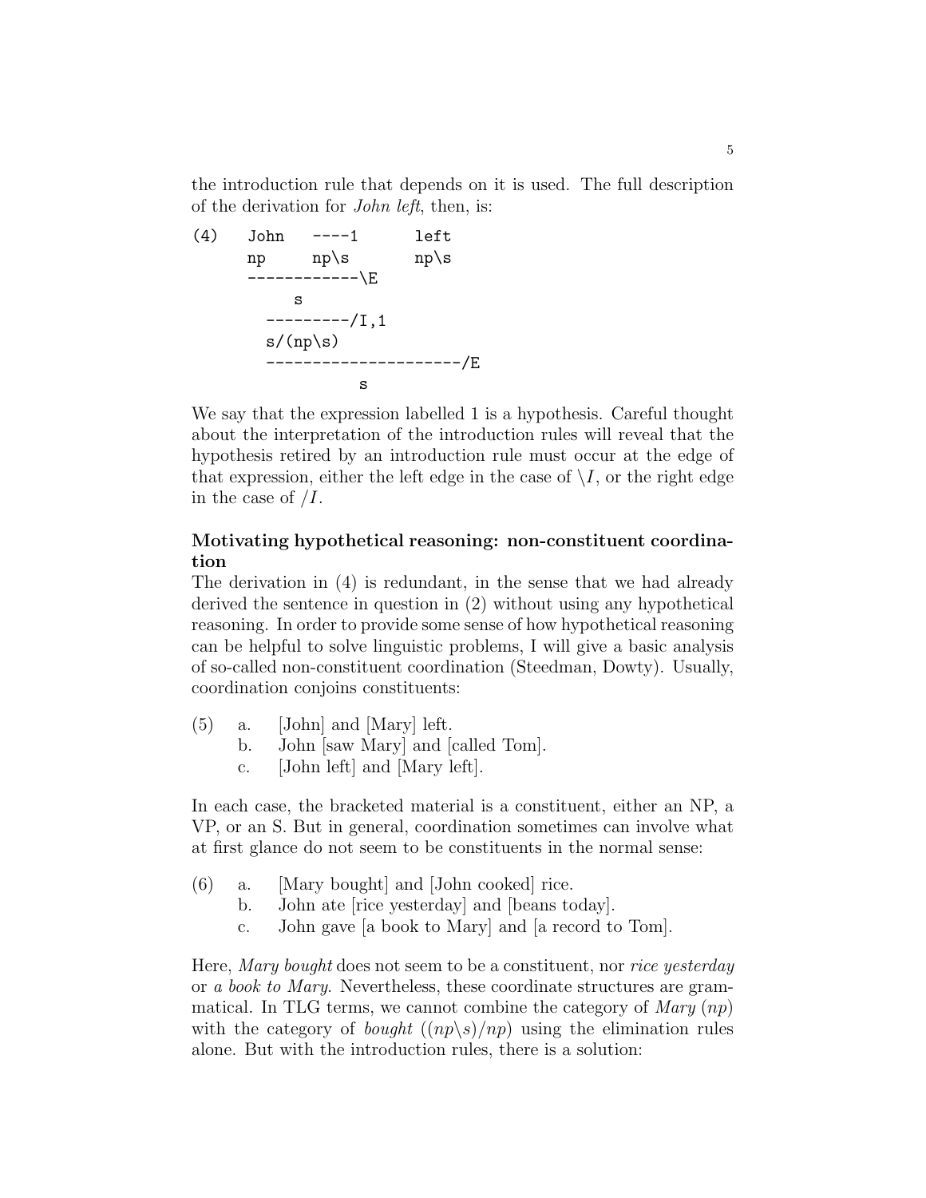the introduction rule that depends on it is used. The full description of the derivation for *John left*, then, is:

```
(4)   John   ----1      left
      np     np\s       np\s
      ------------\E
          s
        ---------/I,1
        s/(np\s)
        ---------------------/E
                  s
```

We say that the expression labelled 1 is a hypothesis. Careful thought about the interpretation of the introduction rules will reveal that the hypothesis retired by an introduction rule must occur at the edge of that expression, either the left edge in the case of $\backslash I$, or the right edge in the case of $/I$.

**Motivating hypothetical reasoning: non-constituent coordination**

The derivation in (4) is redundant, in the sense that we had already derived the sentence in question in (2) without using any hypothetical reasoning. In order to provide some sense of how hypothetical reasoning can be helpful to solve linguistic problems, I will give a basic analysis of so-called non-constituent coordination (Steedman, Dowty). Usually, coordination conjoins constituents:

(5) a. [John] and [Mary] left.
    b. John [saw Mary] and [called Tom].
    c. [John left] and [Mary left].

In each case, the bracketed material is a constituent, either an NP, a VP, or an S. But in general, coordination sometimes can involve what at first glance do not seem to be constituents in the normal sense:

(6) a. [Mary bought] and [John cooked] rice.
    b. John ate [rice yesterday] and [beans today].
    c. John gave [a book to Mary] and [a record to Tom].

Here, *Mary bought* does not seem to be a constituent, nor *rice yesterday* or *a book to Mary*. Nevertheless, these coordinate structures are grammatical. In TLG terms, we cannot combine the category of *Mary* ($np$) with the category of *bought* ($(np\backslash s)/np$) using the elimination rules alone. But with the introduction rules, there is a solution: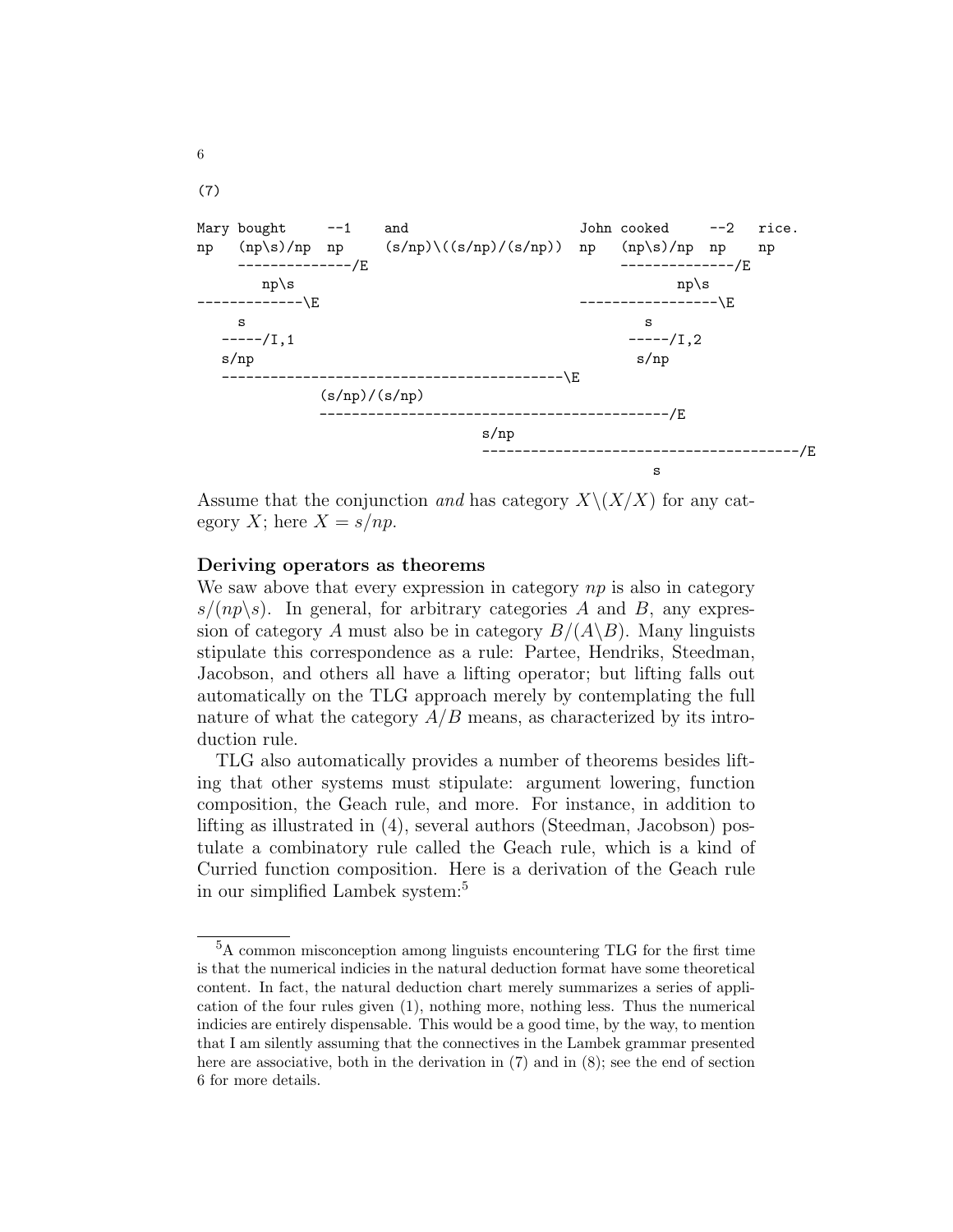(7)

```
Mary bought     --1    and                    John cooked     --2   rice.
np   (np\s)/np  np     (s/np)\((s/np)/(s/np))  np   (np\s)/np  np    np
     --------------/E                              --------------/E
        np\s                                              np\s
-------------\E                                   -----------------\E
     s                                                   s
   -----/I,1                                          -----/I,2
   s/np                                                s/np
   ------------------------------------------\E
              (s/np)/(s/np)
              -------------------------------------------/E
                                s/np
                                ---------------------------------------/E
                                                    s
```

Assume that the conjunction *and* has category $X\backslash(X/X)$ for any category $X$; here $X = s/np$.

**Deriving operators as theorems**

We saw above that every expression in category *np* is also in category $s/(np\backslash s)$. In general, for arbitrary categories $A$ and $B$, any expression of category $A$ must also be in category $B/(A\backslash B)$. Many linguists stipulate this correspondence as a rule: Partee, Hendriks, Steedman, Jacobson, and others all have a lifting operator; but lifting falls out automatically on the TLG approach merely by contemplating the full nature of what the category $A/B$ means, as characterized by its introduction rule.

TLG also automatically provides a number of theorems besides lifting that other systems must stipulate: argument lowering, function composition, the Geach rule, and more. For instance, in addition to lifting as illustrated in (4), several authors (Steedman, Jacobson) postulate a combinatory rule called the Geach rule, which is a kind of Curried function composition. Here is a derivation of the Geach rule in our simplified Lambek system:[5]

[5] A common misconception among linguists encountering TLG for the first time is that the numerical indicies in the natural deduction format have some theoretical content. In fact, the natural deduction chart merely summarizes a series of application of the four rules given (1), nothing more, nothing less. Thus the numerical indicies are entirely dispensable. This would be a good time, by the way, to mention that I am silently assuming that the connectives in the Lambek grammar presented here are associative, both in the derivation in (7) and in (8); see the end of section 6 for more details.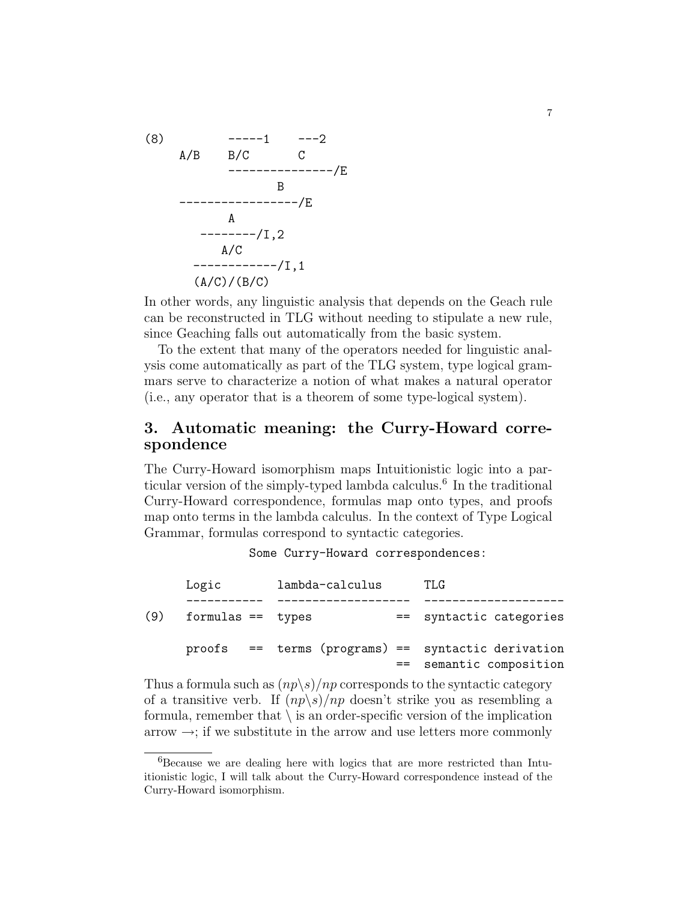```
(8)          -----1    ---2
     A/B    B/C       C
            ---------------/E
                  B
     -----------------/E
            A
       --------/I,2
          A/C
      ------------/I,1
       (A/C)/(B/C)
```

In other words, any linguistic analysis that depends on the Geach rule can be reconstructed in TLG without needing to stipulate a new rule, since Geaching falls out automatically from the basic system.

To the extent that many of the operators needed for linguistic analysis come automatically as part of the TLG system, type logical grammars serve to characterize a notion of what makes a natural operator (i.e., any operator that is a theorem of some type-logical system).

## 3. Automatic meaning: the Curry-Howard correspondence

The Curry-Howard isomorphism maps Intuitionistic logic into a particular version of the simply-typed lambda calculus.[6] In the traditional Curry-Howard correspondence, formulas map onto types, and proofs map onto terms in the lambda calculus. In the context of Type Logical Grammar, formulas correspond to syntactic categories.

```
                    Some Curry-Howard correspondences:

      Logic        lambda-calculus      TLG
      -----------  -------------------  --------------------
(9)   formulas ==  types             == syntactic categories

      proofs   ==  terms (programs)  == syntactic derivation
                                     == semantic composition
```

Thus a formula such as $(np\backslash s)/np$ corresponds to the syntactic category of a transitive verb. If $(np\backslash s)/np$ doesn't strike you as resembling a formula, remember that $\backslash$ is an order-specific version of the implication arrow $\rightarrow$; if we substitute in the arrow and use letters more commonly

[6] Because we are dealing here with logics that are more restricted than Intuitionistic logic, I will talk about the Curry-Howard correspondence instead of the Curry-Howard isomorphism.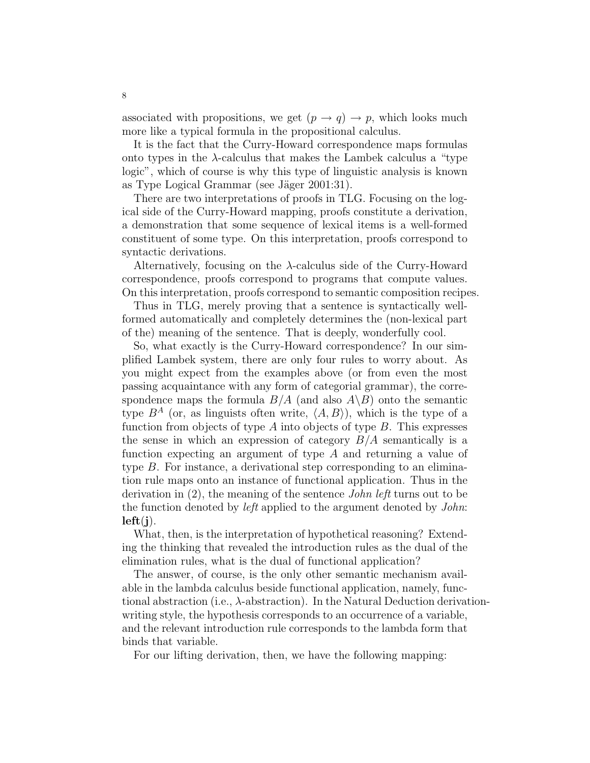associated with propositions, we get $(p \to q) \to p$, which looks much more like a typical formula in the propositional calculus.

It is the fact that the Curry-Howard correspondence maps formulas onto types in the $\lambda$-calculus that makes the Lambek calculus a "type logic", which of course is why this type of linguistic analysis is known as Type Logical Grammar (see Jäger 2001:31).

There are two interpretations of proofs in TLG. Focusing on the logical side of the Curry-Howard mapping, proofs constitute a derivation, a demonstration that some sequence of lexical items is a well-formed constituent of some type. On this interpretation, proofs correspond to syntactic derivations.

Alternatively, focusing on the $\lambda$-calculus side of the Curry-Howard correspondence, proofs correspond to programs that compute values. On this interpretation, proofs correspond to semantic composition recipes.

Thus in TLG, merely proving that a sentence is syntactically well-formed automatically and completely determines the (non-lexical part of the) meaning of the sentence. That is deeply, wonderfully cool.

So, what exactly is the Curry-Howard correspondence? In our simplified Lambek system, there are only four rules to worry about. As you might expect from the examples above (or from even the most passing acquaintance with any form of categorial grammar), the correspondence maps the formula $B/A$ (and also $A\backslash B$) onto the semantic type $B^A$ (or, as linguists often write, $\langle A, B\rangle$), which is the type of a function from objects of type $A$ into objects of type $B$. This expresses the sense in which an expression of category $B/A$ semantically is a function expecting an argument of type $A$ and returning a value of type $B$. For instance, a derivational step corresponding to an elimination rule maps onto an instance of functional application. Thus in the derivation in (2), the meaning of the sentence *John left* turns out to be the function denoted by *left* applied to the argument denoted by *John*: $\mathbf{left}(\mathbf{j})$.

What, then, is the interpretation of hypothetical reasoning? Extending the thinking that revealed the introduction rules as the dual of the elimination rules, what is the dual of functional application?

The answer, of course, is the only other semantic mechanism available in the lambda calculus beside functional application, namely, functional abstraction (i.e., $\lambda$-abstraction). In the Natural Deduction derivation-writing style, the hypothesis corresponds to an occurrence of a variable, and the relevant introduction rule corresponds to the lambda form that binds that variable.

For our lifting derivation, then, we have the following mapping: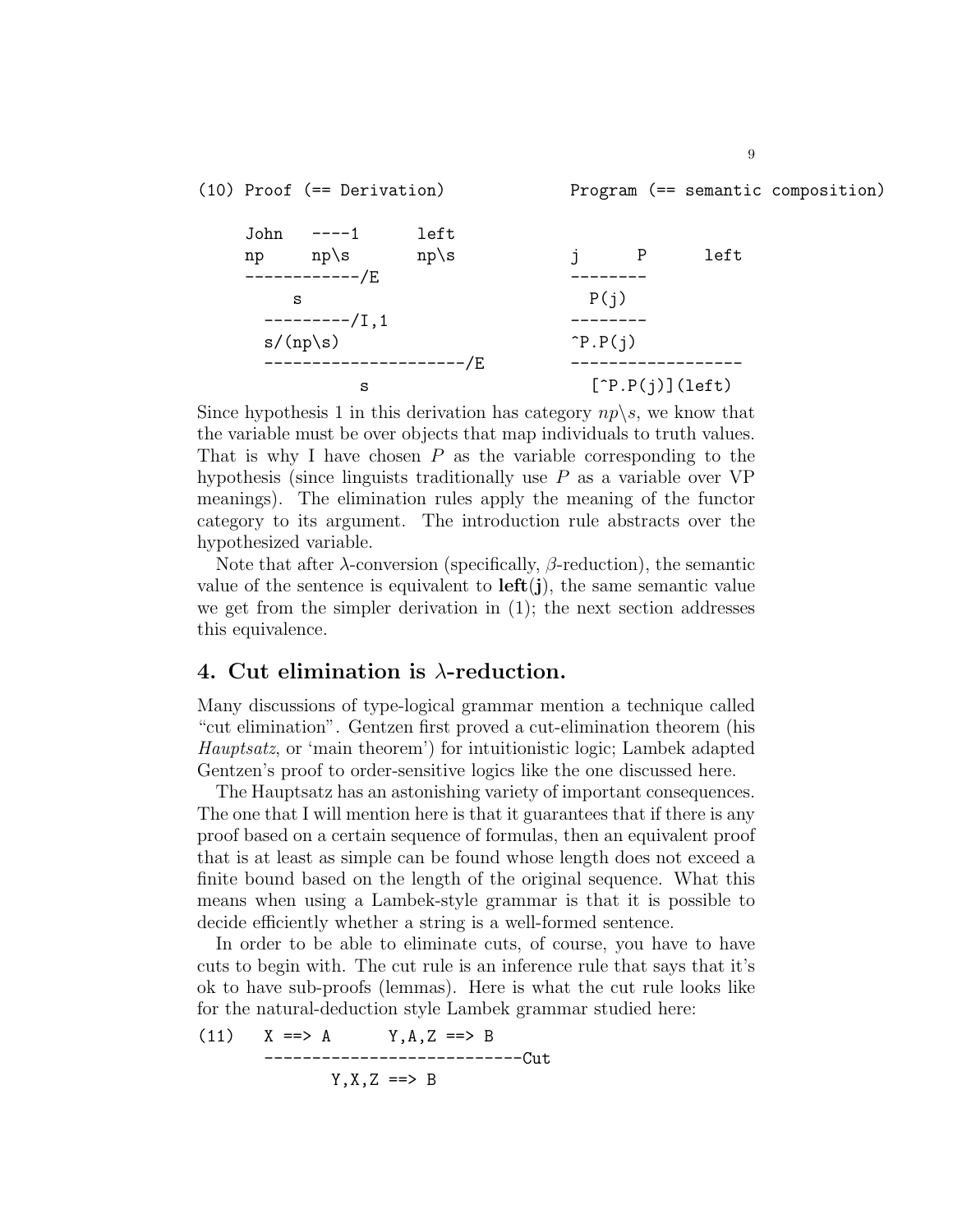```
(10) Proof (== Derivation)              Program (== semantic composition)

     John   ----1       left
     np     np\s        np\s             j      P       left
     ------------/E                      --------
         s                                 P(j)
       ---------/I,1                     --------
       s/(np\s)                          ^P.P(j)
       ---------------------/E           ------------------
                s                          [^P.P(j)](left)
```

Since hypothesis 1 in this derivation has category $np\backslash s$, we know that the variable must be over objects that map individuals to truth values. That is why I have chosen $P$ as the variable corresponding to the hypothesis (since linguists traditionally use $P$ as a variable over VP meanings). The elimination rules apply the meaning of the functor category to its argument. The introduction rule abstracts over the hypothesized variable.

Note that after $\lambda$-conversion (specifically, $\beta$-reduction), the semantic value of the sentence is equivalent to **left**(**j**), the same semantic value we get from the simpler derivation in (1); the next section addresses this equivalence.

## 4. Cut elimination is $\lambda$-reduction.

Many discussions of type-logical grammar mention a technique called "cut elimination". Gentzen first proved a cut-elimination theorem (his *Hauptsatz*, or 'main theorem') for intuitionistic logic; Lambek adapted Gentzen's proof to order-sensitive logics like the one discussed here.

The Hauptsatz has an astonishing variety of important consequences. The one that I will mention here is that it guarantees that if there is any proof based on a certain sequence of formulas, then an equivalent proof that is at least as simple can be found whose length does not exceed a finite bound based on the length of the original sequence. What this means when using a Lambek-style grammar is that it is possible to decide efficiently whether a string is a well-formed sentence.

In order to be able to eliminate cuts, of course, you have to have cuts to begin with. The cut rule is an inference rule that says that it's ok to have sub-proofs (lemmas). Here is what the cut rule looks like for the natural-deduction style Lambek grammar studied here:

```
(11)    X ==> A       Y,A,Z ==> B
        ---------------------------Cut
               Y,X,Z ==> B
```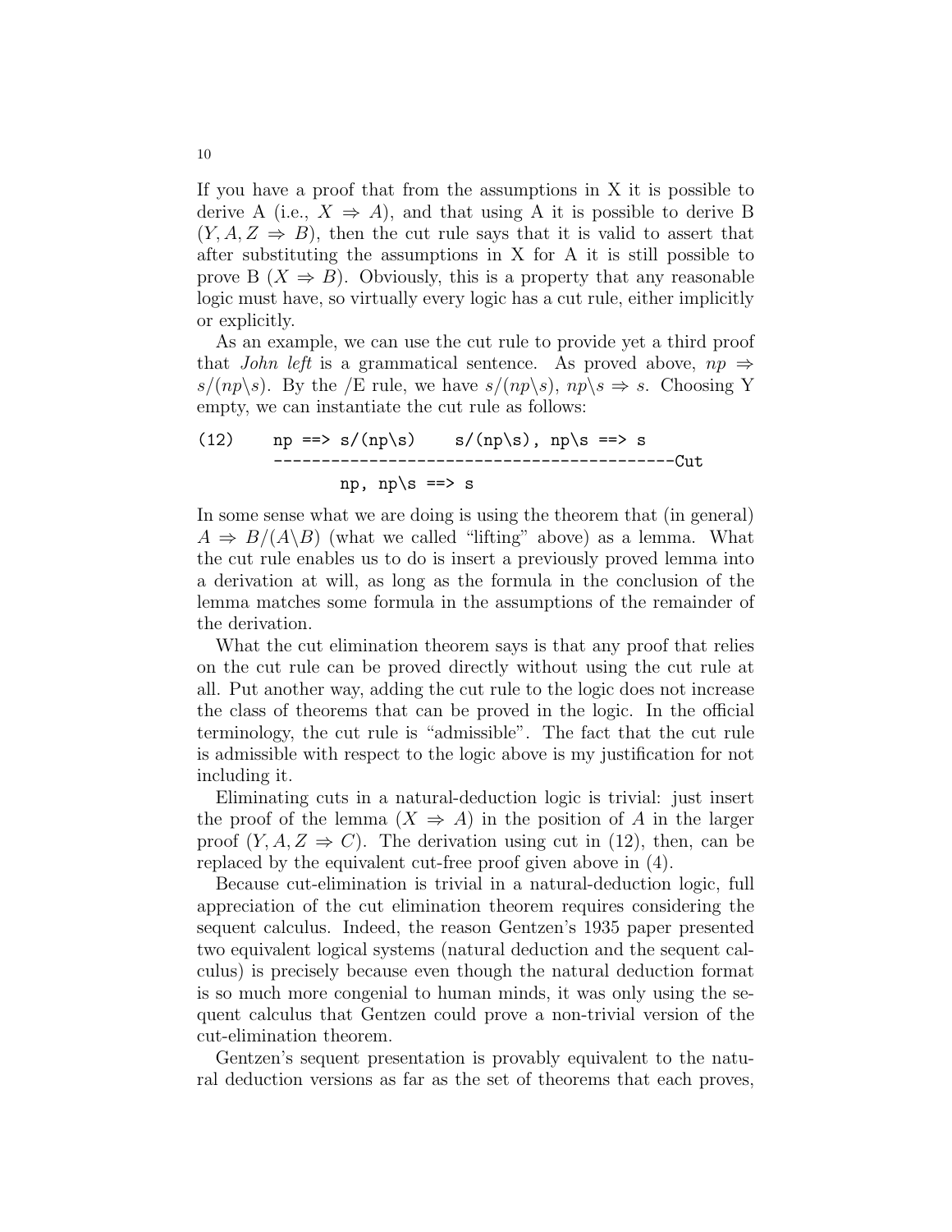If you have a proof that from the assumptions in X it is possible to derive A (i.e., $X \Rightarrow A$), and that using A it is possible to derive B ($Y, A, Z \Rightarrow B$), then the cut rule says that it is valid to assert that after substituting the assumptions in X for A it is still possible to prove B ($X \Rightarrow B$). Obviously, this is a property that any reasonable logic must have, so virtually every logic has a cut rule, either implicitly or explicitly.

As an example, we can use the cut rule to provide yet a third proof that *John left* is a grammatical sentence. As proved above, $np \Rightarrow s/(np\backslash s)$. By the /E rule, we have $s/(np\backslash s)$, $np\backslash s \Rightarrow s$. Choosing Y empty, we can instantiate the cut rule as follows:

```
(12)    np ==> s/(np\s)    s/(np\s), np\s ==> s
        ----------------------------------------Cut
                np, np\s ==> s
```

In some sense what we are doing is using the theorem that (in general) $A \Rightarrow B/(A\backslash B)$ (what we called "lifting" above) as a lemma. What the cut rule enables us to do is insert a previously proved lemma into a derivation at will, as long as the formula in the conclusion of the lemma matches some formula in the assumptions of the remainder of the derivation.

What the cut elimination theorem says is that any proof that relies on the cut rule can be proved directly without using the cut rule at all. Put another way, adding the cut rule to the logic does not increase the class of theorems that can be proved in the logic. In the official terminology, the cut rule is "admissible". The fact that the cut rule is admissible with respect to the logic above is my justification for not including it.

Eliminating cuts in a natural-deduction logic is trivial: just insert the proof of the lemma ($X \Rightarrow A$) in the position of $A$ in the larger proof ($Y, A, Z \Rightarrow C$). The derivation using cut in (12), then, can be replaced by the equivalent cut-free proof given above in (4).

Because cut-elimination is trivial in a natural-deduction logic, full appreciation of the cut elimination theorem requires considering the sequent calculus. Indeed, the reason Gentzen's 1935 paper presented two equivalent logical systems (natural deduction and the sequent calculus) is precisely because even though the natural deduction format is so much more congenial to human minds, it was only using the sequent calculus that Gentzen could prove a non-trivial version of the cut-elimination theorem.

Gentzen's sequent presentation is provably equivalent to the natural deduction versions as far as the set of theorems that each proves,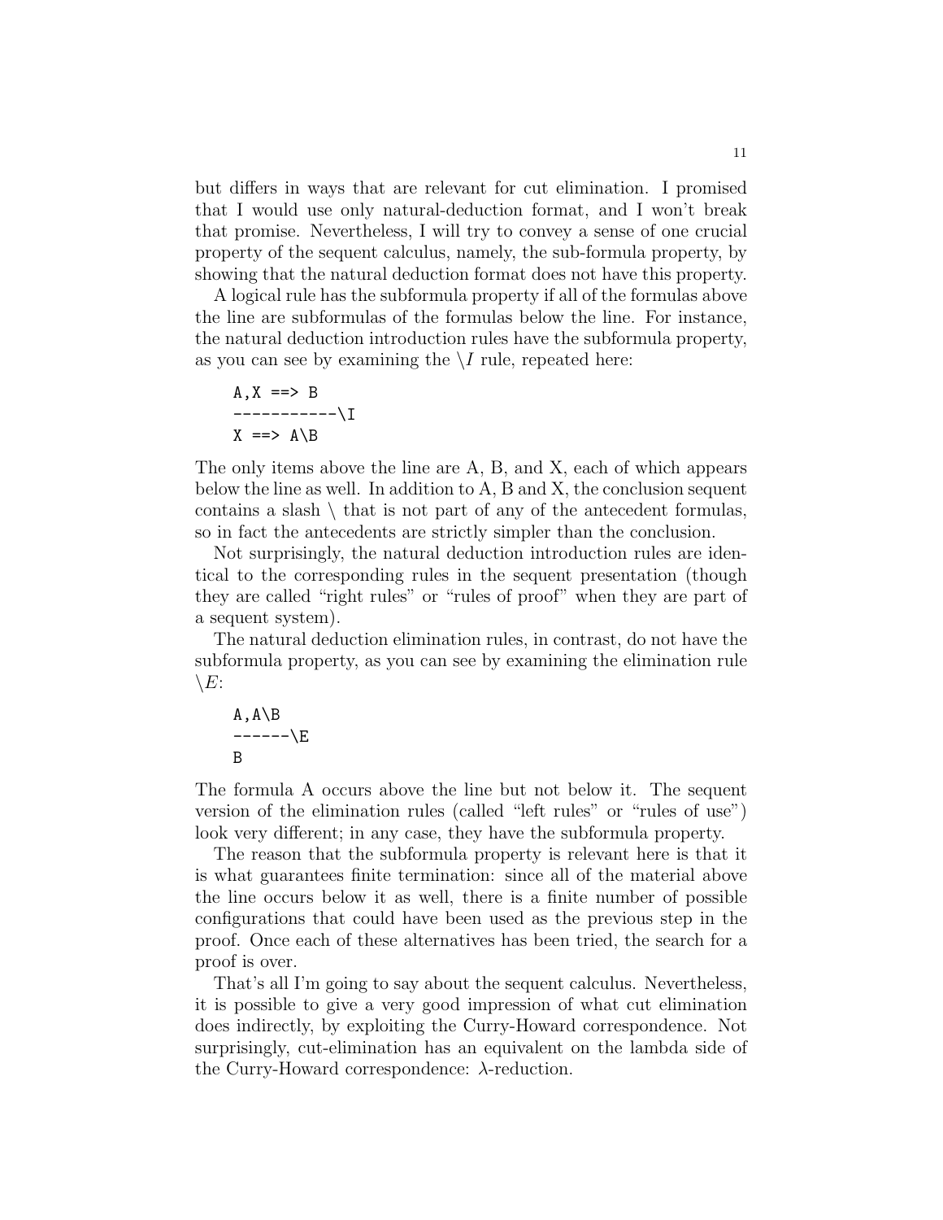but differs in ways that are relevant for cut elimination. I promised that I would use only natural-deduction format, and I won't break that promise. Nevertheless, I will try to convey a sense of one crucial property of the sequent calculus, namely, the sub-formula property, by showing that the natural deduction format does not have this property.

A logical rule has the subformula property if all of the formulas above the line are subformulas of the formulas below the line. For instance, the natural deduction introduction rules have the subformula property, as you can see by examining the $\backslash I$ rule, repeated here:

```
A,X ==> B
-----------\I
X ==> A\B
```

The only items above the line are A, B, and X, each of which appears below the line as well. In addition to A, B and X, the conclusion sequent contains a slash \ that is not part of any of the antecedent formulas, so in fact the antecedents are strictly simpler than the conclusion.

Not surprisingly, the natural deduction introduction rules are identical to the corresponding rules in the sequent presentation (though they are called "right rules" or "rules of proof" when they are part of a sequent system).

The natural deduction elimination rules, in contrast, do not have the subformula property, as you can see by examining the elimination rule $\backslash E$:

```
A,A\B
------\E
B
```

The formula A occurs above the line but not below it. The sequent version of the elimination rules (called "left rules" or "rules of use") look very different; in any case, they have the subformula property.

The reason that the subformula property is relevant here is that it is what guarantees finite termination: since all of the material above the line occurs below it as well, there is a finite number of possible configurations that could have been used as the previous step in the proof. Once each of these alternatives has been tried, the search for a proof is over.

That's all I'm going to say about the sequent calculus. Nevertheless, it is possible to give a very good impression of what cut elimination does indirectly, by exploiting the Curry-Howard correspondence. Not surprisingly, cut-elimination has an equivalent on the lambda side of the Curry-Howard correspondence: $\lambda$-reduction.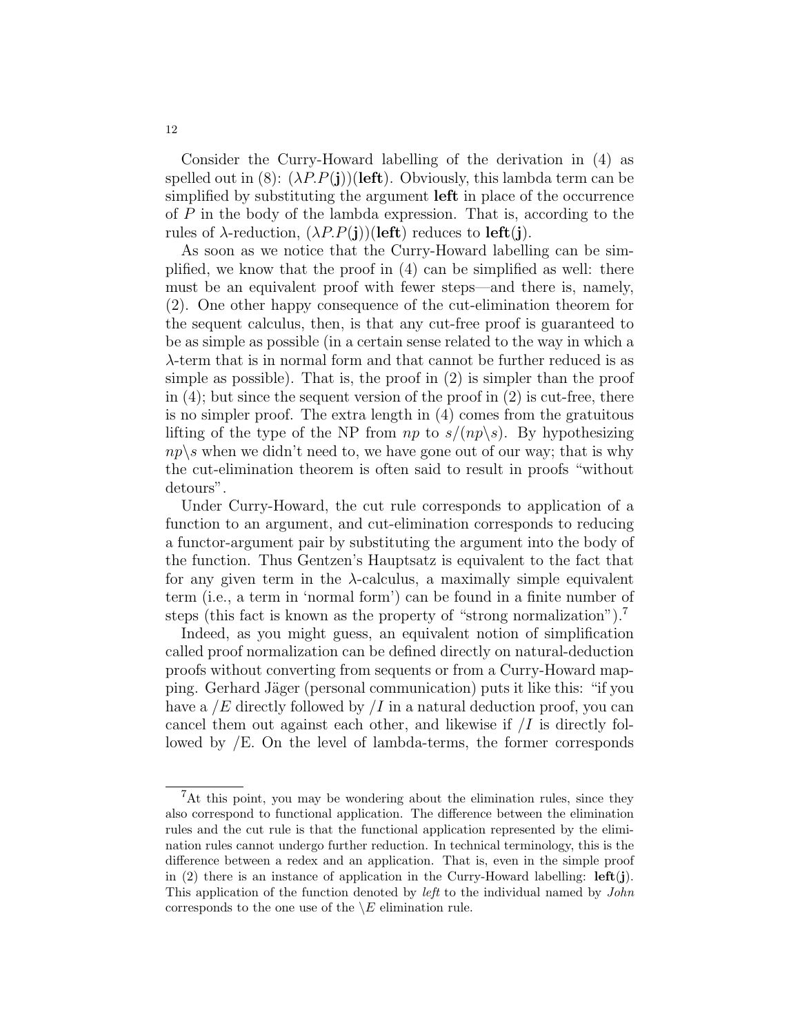Consider the Curry-Howard labelling of the derivation in (4) as spelled out in (8): $(\lambda P.P(\mathbf{j}))(\mathbf{left})$. Obviously, this lambda term can be simplified by substituting the argument **left** in place of the occurrence of $P$ in the body of the lambda expression. That is, according to the rules of $\lambda$-reduction, $(\lambda P.P(\mathbf{j}))(\mathbf{left})$ reduces to $\mathbf{left}(\mathbf{j})$.

As soon as we notice that the Curry-Howard labelling can be simplified, we know that the proof in (4) can be simplified as well: there must be an equivalent proof with fewer steps—and there is, namely, (2). One other happy consequence of the cut-elimination theorem for the sequent calculus, then, is that any cut-free proof is guaranteed to be as simple as possible (in a certain sense related to the way in which a $\lambda$-term that is in normal form and that cannot be further reduced is as simple as possible). That is, the proof in (2) is simpler than the proof in (4); but since the sequent version of the proof in (2) is cut-free, there is no simpler proof. The extra length in (4) comes from the gratuitous lifting of the type of the NP from $np$ to $s/(np\backslash s)$. By hypothesizing $np\backslash s$ when we didn't need to, we have gone out of our way; that is why the cut-elimination theorem is often said to result in proofs "without detours".

Under Curry-Howard, the cut rule corresponds to application of a function to an argument, and cut-elimination corresponds to reducing a functor-argument pair by substituting the argument into the body of the function. Thus Gentzen's Hauptsatz is equivalent to the fact that for any given term in the $\lambda$-calculus, a maximally simple equivalent term (i.e., a term in 'normal form') can be found in a finite number of steps (this fact is known as the property of "strong normalization").[7]

Indeed, as you might guess, an equivalent notion of simplification called proof normalization can be defined directly on natural-deduction proofs without converting from sequents or from a Curry-Howard mapping. Gerhard Jäger (personal communication) puts it like this: "if you have a $/E$ directly followed by $/I$ in a natural deduction proof, you can cancel them out against each other, and likewise if $/I$ is directly followed by /E. On the level of lambda-terms, the former corresponds

---

[7]At this point, you may be wondering about the elimination rules, since they also correspond to functional application. The difference between the elimination rules and the cut rule is that the functional application represented by the elimination rules cannot undergo further reduction. In technical terminology, this is the difference between a redex and an application. That is, even in the simple proof in (2) there is an instance of application in the Curry-Howard labelling: $\mathbf{left}(\mathbf{j})$. This application of the function denoted by *left* to the individual named by *John* corresponds to the one use of the $\backslash E$ elimination rule.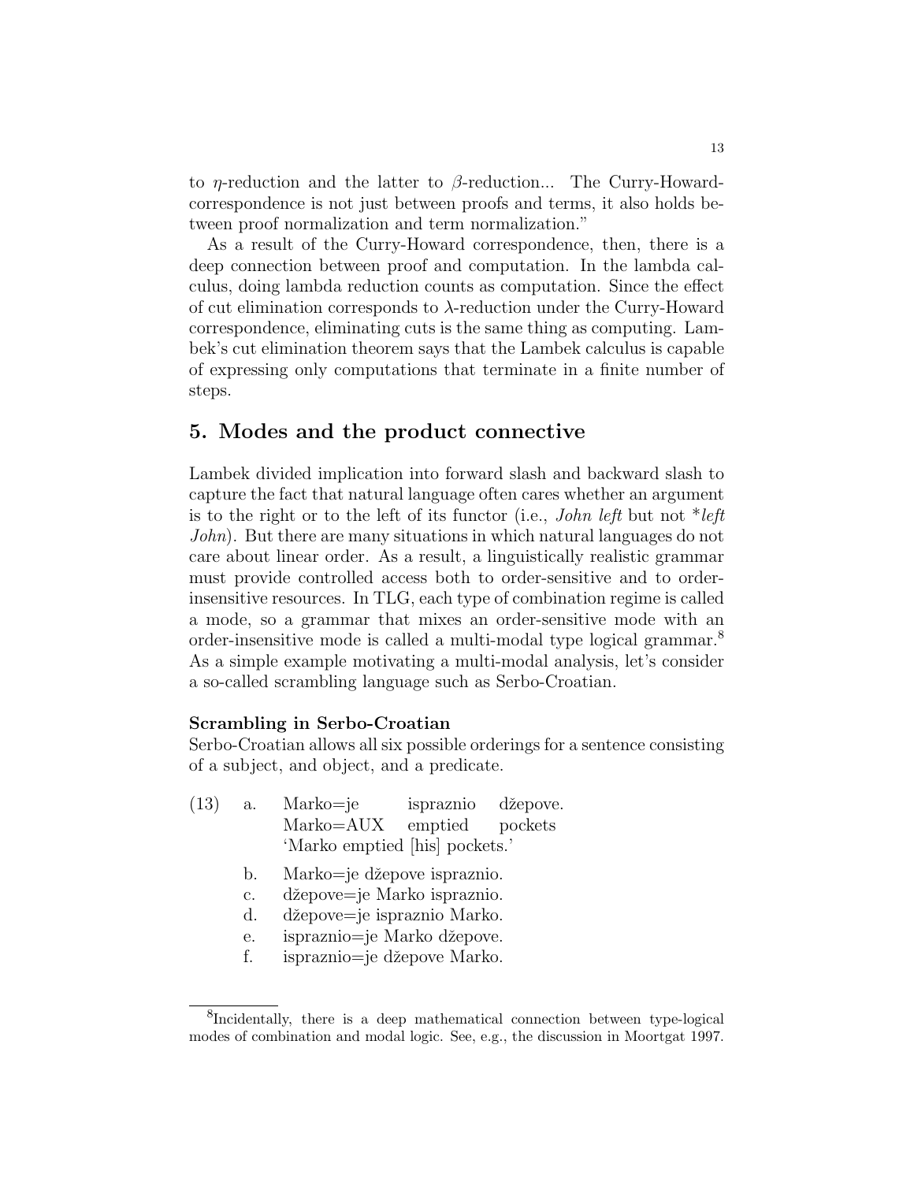to $\eta$-reduction and the latter to $\beta$-reduction... The Curry-Howard-correspondence is not just between proofs and terms, it also holds between proof normalization and term normalization."

As a result of the Curry-Howard correspondence, then, there is a deep connection between proof and computation. In the lambda calculus, doing lambda reduction counts as computation. Since the effect of cut elimination corresponds to $\lambda$-reduction under the Curry-Howard correspondence, eliminating cuts is the same thing as computing. Lambek's cut elimination theorem says that the Lambek calculus is capable of expressing only computations that terminate in a finite number of steps.

## 5. Modes and the product connective

Lambek divided implication into forward slash and backward slash to capture the fact that natural language often cares whether an argument is to the right or to the left of its functor (i.e., *John left* but not *\*left John*). But there are many situations in which natural languages do not care about linear order. As a result, a linguistically realistic grammar must provide controlled access both to order-sensitive and to order-insensitive resources. In TLG, each type of combination regime is called a mode, so a grammar that mixes an order-sensitive mode with an order-insensitive mode is called a multi-modal type logical grammar.[8] As a simple example motivating a multi-modal analysis, let's consider a so-called scrambling language such as Serbo-Croatian.

**Scrambling in Serbo-Croatian**

Serbo-Croatian allows all six possible orderings for a sentence consisting of a subject, and object, and a predicate.

(13) a. Marko=je ispraznio džepove.
   Marko=AUX emptied pockets
   'Marko emptied [his] pockets.'

   b. Marko=je džepove ispraznio.
   c. džepove=je Marko ispraznio.
   d. džepove=je ispraznio Marko.
   e. ispraznio=je Marko džepove.
   f. ispraznio=je džepove Marko.

---

[8] Incidentally, there is a deep mathematical connection between type-logical modes of combination and modal logic. See, e.g., the discussion in Moortgat 1997.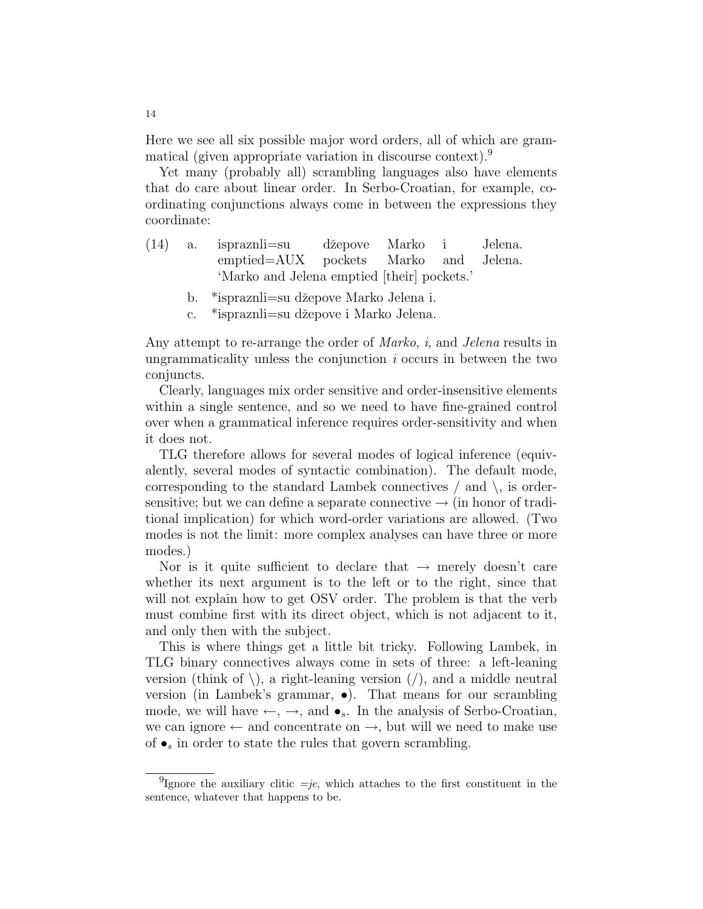Here we see all six possible major word orders, all of which are grammatical (given appropriate variation in discourse context).[9]

Yet many (probably all) scrambling languages also have elements that do care about linear order. In Serbo-Croatian, for example, coordinating conjunctions always come in between the expressions they coordinate:

(14) a. ispraznli=su džepove Marko i Jelena.
emptied=AUX pockets Marko and Jelena.
'Marko and Jelena emptied [their] pockets.'

b. *ispraznli=su džepove Marko Jelena i.

c. *ispraznli=su džepove i Marko Jelena.

Any attempt to re-arrange the order of *Marko*, *i*, and *Jelena* results in ungrammaticality unless the conjunction *i* occurs in between the two conjuncts.

Clearly, languages mix order sensitive and order-insensitive elements within a single sentence, and so we need to have fine-grained control over when a grammatical inference requires order-sensitivity and when it does not.

TLG therefore allows for several modes of logical inference (equivalently, several modes of syntactic combination). The default mode, corresponding to the standard Lambek connectives / and \, is order-sensitive; but we can define a separate connective $\rightarrow$ (in honor of traditional implication) for which word-order variations are allowed. (Two modes is not the limit: more complex analyses can have three or more modes.)

Nor is it quite sufficient to declare that $\rightarrow$ merely doesn't care whether its next argument is to the left or to the right, since that will not explain how to get OSV order. The problem is that the verb must combine first with its direct object, which is not adjacent to it, and only then with the subject.

This is where things get a little bit tricky. Following Lambek, in TLG binary connectives always come in sets of three: a left-leaning version (think of \), a right-leaning version (/), and a middle neutral version (in Lambek's grammar, $\bullet$). That means for our scrambling mode, we will have $\leftarrow$, $\rightarrow$, and $\bullet_s$. In the analysis of Serbo-Croatian, we can ignore $\leftarrow$ and concentrate on $\rightarrow$, but will we need to make use of $\bullet_s$ in order to state the rules that govern scrambling.

[9] Ignore the auxiliary clitic *=je*, which attaches to the first constituent in the sentence, whatever that happens to be.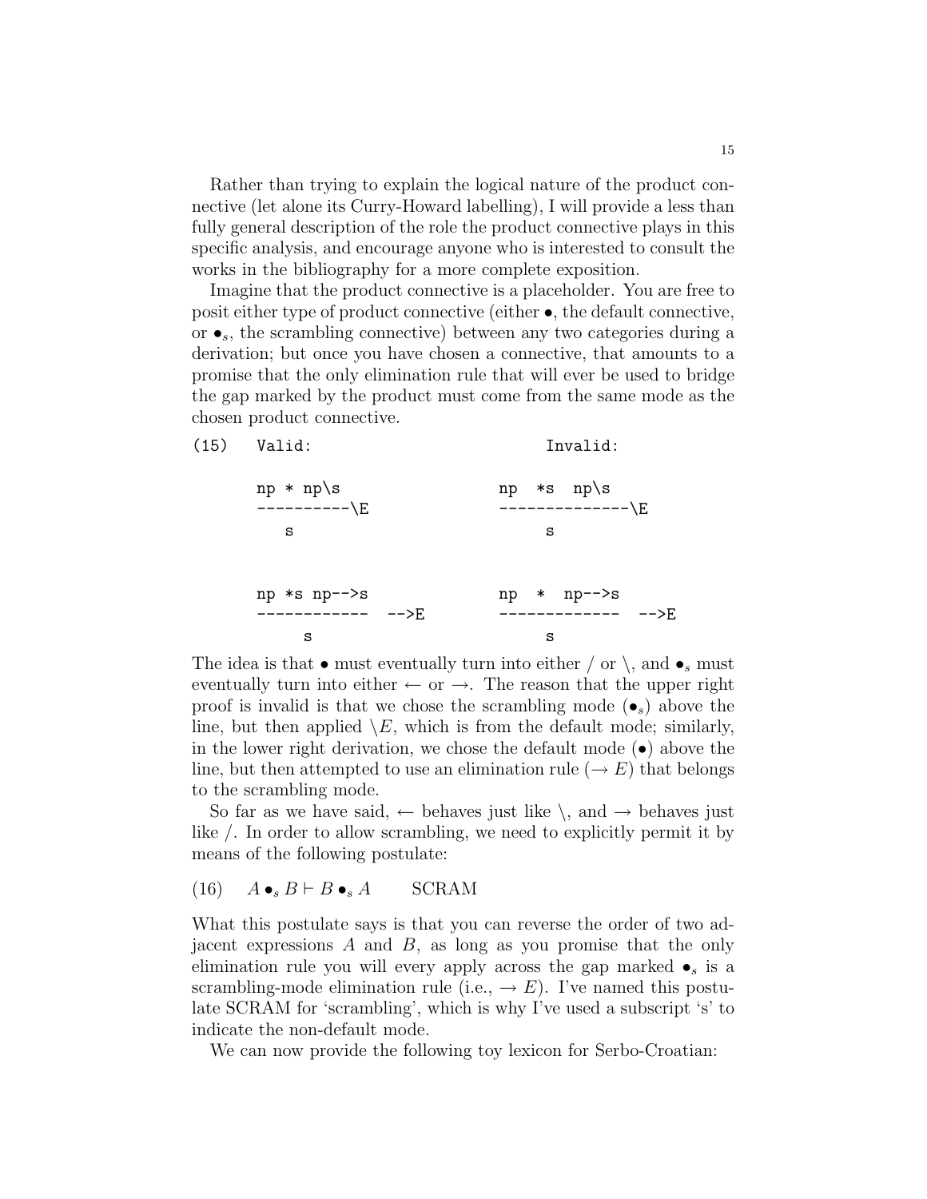Rather than trying to explain the logical nature of the product connective (let alone its Curry-Howard labelling), I will provide a less than fully general description of the role the product connective plays in this specific analysis, and encourage anyone who is interested to consult the works in the bibliography for a more complete exposition.

Imagine that the product connective is a placeholder. You are free to posit either type of product connective (either $\bullet$, the default connective, or $\bullet_s$, the scrambling connective) between any two categories during a derivation; but once you have chosen a connective, that amounts to a promise that the only elimination rule that will ever be used to bridge the gap marked by the product must come from the same mode as the chosen product connective.

```
(15)   Valid:                              Invalid:

       np * np\s                        np  *s  np\s
       ----------\E                     --------------\E
          s                                  s


       np *s np-->s                     np  *  np-->s
       ------------  -->E               -------------  -->E
           s                                 s
```

The idea is that $\bullet$ must eventually turn into either / or \, and $\bullet_s$ must eventually turn into either $\leftarrow$ or $\rightarrow$. The reason that the upper right proof is invalid is that we chose the scrambling mode ($\bullet_s$) above the line, but then applied $\backslash E$, which is from the default mode; similarly, in the lower right derivation, we chose the default mode ($\bullet$) above the line, but then attempted to use an elimination rule ($\rightarrow E$) that belongs to the scrambling mode.

So far as we have said, $\leftarrow$ behaves just like \, and $\rightarrow$ behaves just like /. In order to allow scrambling, we need to explicitly permit it by means of the following postulate:

(16) $A \bullet_s B \vdash B \bullet_s A$ SCRAM

What this postulate says is that you can reverse the order of two adjacent expressions $A$ and $B$, as long as you promise that the only elimination rule you will every apply across the gap marked $\bullet_s$ is a scrambling-mode elimination rule (i.e., $\rightarrow E$). I've named this postulate SCRAM for 'scrambling', which is why I've used a subscript 's' to indicate the non-default mode.

We can now provide the following toy lexicon for Serbo-Croatian: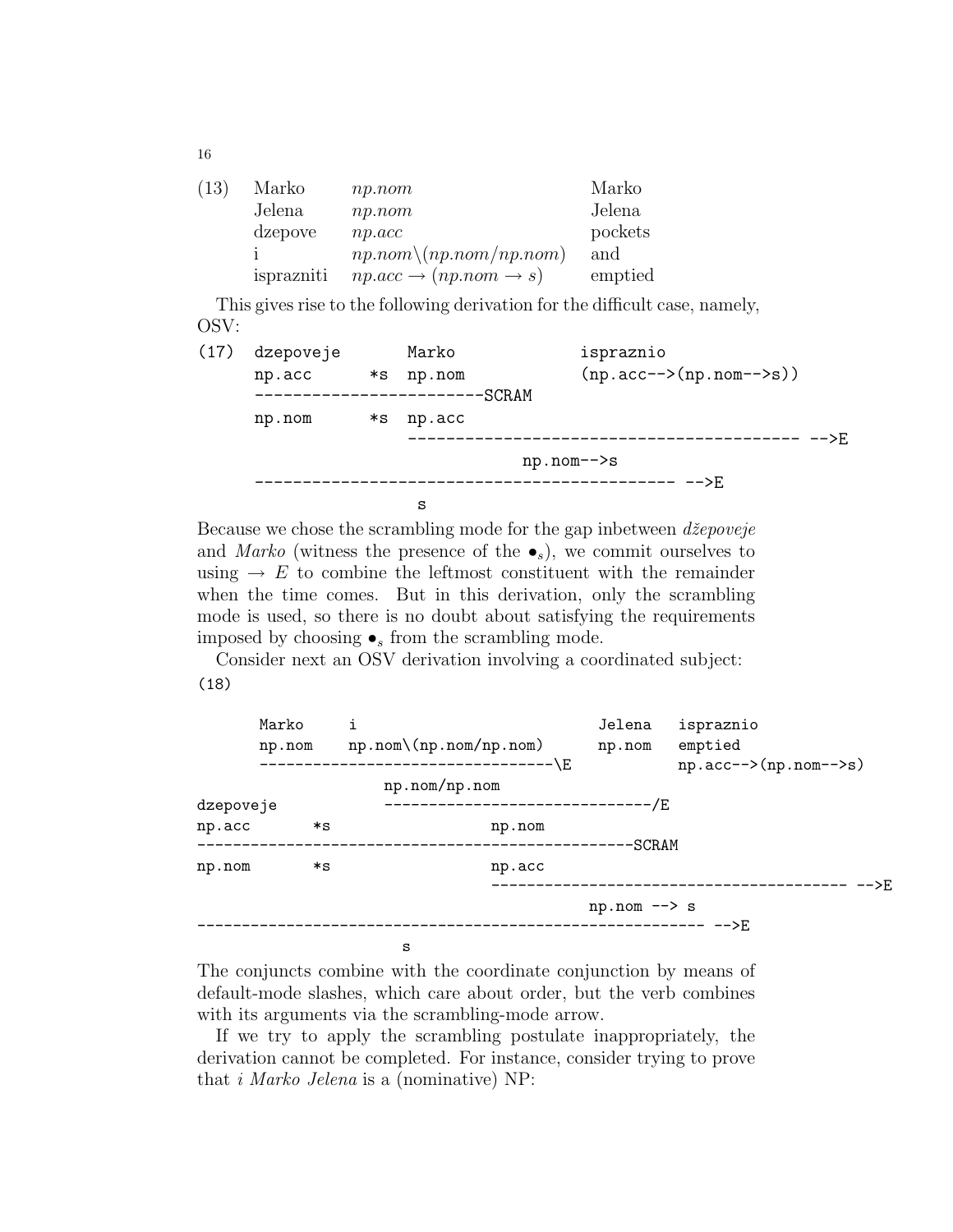(13)

| | | |
|---|---|---|
| Marko | *np.nom* | Marko |
| Jelena | *np.nom* | Jelena |
| dzepove | *np.acc* | pockets |
| i | $np.nom\backslash(np.nom/np.nom)$ | and |
| isprazniti | $np.acc \rightarrow (np.nom \rightarrow s)$ | emptied |

This gives rise to the following derivation for the difficult case, namely, OSV:

```
(17)  dzepoveje       Marko              ispraznio
      np.acc      *s  np.nom             (np.acc-->(np.nom-->s))
      -----------------------SCRAM
      np.nom      *s  np.acc
                      ---------------------------------------- -->E
                                np.nom-->s
      -------------------------------------------- -->E
                        s
```

Because we chose the scrambling mode for the gap inbetween *džepoveje* and *Marko* (witness the presence of the $\bullet_s$), we commit ourselves to using $\rightarrow E$ to combine the leftmost constituent with the remainder when the time comes. But in this derivation, only the scrambling mode is used, so there is no doubt about satisfying the requirements imposed by choosing $\bullet_s$ from the scrambling mode.

Consider next an OSV derivation involving a coordinated subject:

(18)

```
       Marko     i                               Jelena   ispraznio
       np.nom    np.nom\(np.nom/np.nom)          np.nom   emptied
       --------------------------------\E                 np.acc-->(np.nom-->s)
                   np.nom/np.nom
dzepoveje          ------------------------------/E
np.acc       *s                np.nom
-------------------------------------------------SCRAM
np.nom       *s                np.acc
                               -------------------------------------- -->E
                                          np.nom --> s
-------------------------------------------------------- -->E
                     s
```

The conjuncts combine with the coordinate conjunction by means of default-mode slashes, which care about order, but the verb combines with its arguments via the scrambling-mode arrow.

If we try to apply the scrambling postulate inappropriately, the derivation cannot be completed. For instance, consider trying to prove that *i Marko Jelena* is a (nominative) NP: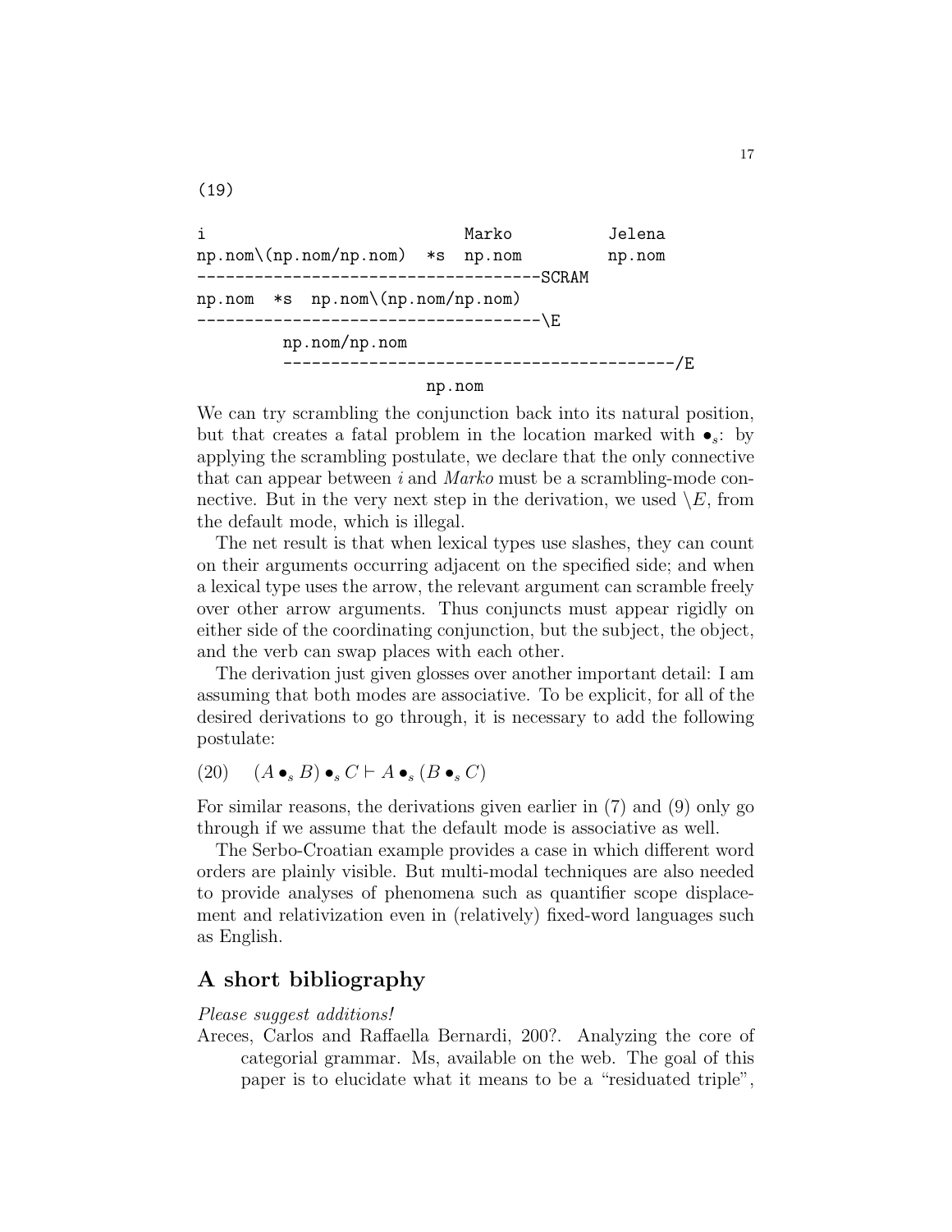(19)

```
i                           Marko          Jelena
np.nom\(np.nom/np.nom)  *s  np.nom         np.nom
-----------------------------------SCRAM
np.nom  *s  np.nom\(np.nom/np.nom)
-----------------------------------\E
         np.nom/np.nom
         ----------------------------------------/E
                        np.nom
```

We can try scrambling the conjunction back into its natural position, but that creates a fatal problem in the location marked with $\bullet_s$: by applying the scrambling postulate, we declare that the only connective that can appear between *i* and *Marko* must be a scrambling-mode connective. But in the very next step in the derivation, we used $\backslash E$, from the default mode, which is illegal.

The net result is that when lexical types use slashes, they can count on their arguments occurring adjacent on the specified side; and when a lexical type uses the arrow, the relevant argument can scramble freely over other arrow arguments. Thus conjuncts must appear rigidly on either side of the coordinating conjunction, but the subject, the object, and the verb can swap places with each other.

The derivation just given glosses over another important detail: I am assuming that both modes are associative. To be explicit, for all of the desired derivations to go through, it is necessary to add the following postulate:

(20) $(A \bullet_s B) \bullet_s C \vdash A \bullet_s (B \bullet_s C)$

For similar reasons, the derivations given earlier in (7) and (9) only go through if we assume that the default mode is associative as well.

The Serbo-Croatian example provides a case in which different word orders are plainly visible. But multi-modal techniques are also needed to provide analyses of phenomena such as quantifier scope displacement and relativization even in (relatively) fixed-word languages such as English.

## A short bibliography

*Please suggest additions!*

Areces, Carlos and Raffaella Bernardi, 200?. Analyzing the core of categorial grammar. Ms, available on the web. The goal of this paper is to elucidate what it means to be a "residuated triple",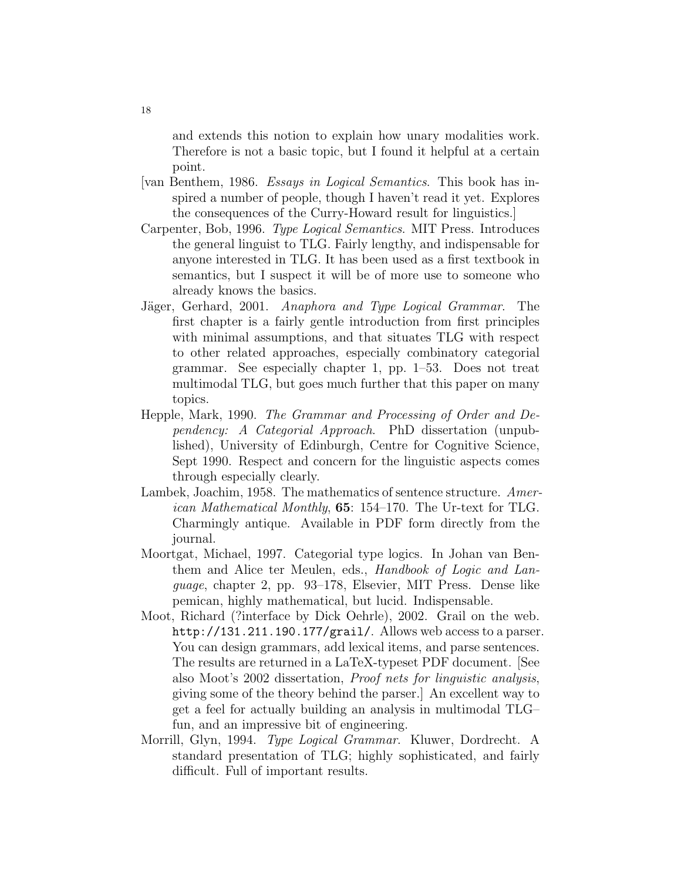and extends this notion to explain how unary modalities work. Therefore is not a basic topic, but I found it helpful at a certain point.

[van Benthem, 1986. *Essays in Logical Semantics*. This book has inspired a number of people, though I haven't read it yet. Explores the consequences of the Curry-Howard result for linguistics.]

Carpenter, Bob, 1996. *Type Logical Semantics*. MIT Press. Introduces the general linguist to TLG. Fairly lengthy, and indispensable for anyone interested in TLG. It has been used as a first textbook in semantics, but I suspect it will be of more use to someone who already knows the basics.

Jäger, Gerhard, 2001. *Anaphora and Type Logical Grammar*. The first chapter is a fairly gentle introduction from first principles with minimal assumptions, and that situates TLG with respect to other related approaches, especially combinatory categorial grammar. See especially chapter 1, pp. 1–53. Does not treat multimodal TLG, but goes much further that this paper on many topics.

Hepple, Mark, 1990. *The Grammar and Processing of Order and Dependency: A Categorial Approach*. PhD dissertation (unpublished), University of Edinburgh, Centre for Cognitive Science, Sept 1990. Respect and concern for the linguistic aspects comes through especially clearly.

Lambek, Joachim, 1958. The mathematics of sentence structure. *American Mathematical Monthly*, **65**: 154–170. The Ur-text for TLG. Charmingly antique. Available in PDF form directly from the journal.

Moortgat, Michael, 1997. Categorial type logics. In Johan van Benthem and Alice ter Meulen, eds., *Handbook of Logic and Language*, chapter 2, pp. 93–178, Elsevier, MIT Press. Dense like pemican, highly mathematical, but lucid. Indispensable.

Moot, Richard (?interface by Dick Oehrle), 2002. Grail on the web. `http://131.211.190.177/grail/`. Allows web access to a parser. You can design grammars, add lexical items, and parse sentences. The results are returned in a LaTeX-typeset PDF document. [See also Moot's 2002 dissertation, *Proof nets for linguistic analysis*, giving some of the theory behind the parser.] An excellent way to get a feel for actually building an analysis in multimodal TLG–fun, and an impressive bit of engineering.

Morrill, Glyn, 1994. *Type Logical Grammar*. Kluwer, Dordrecht. A standard presentation of TLG; highly sophisticated, and fairly difficult. Full of important results.